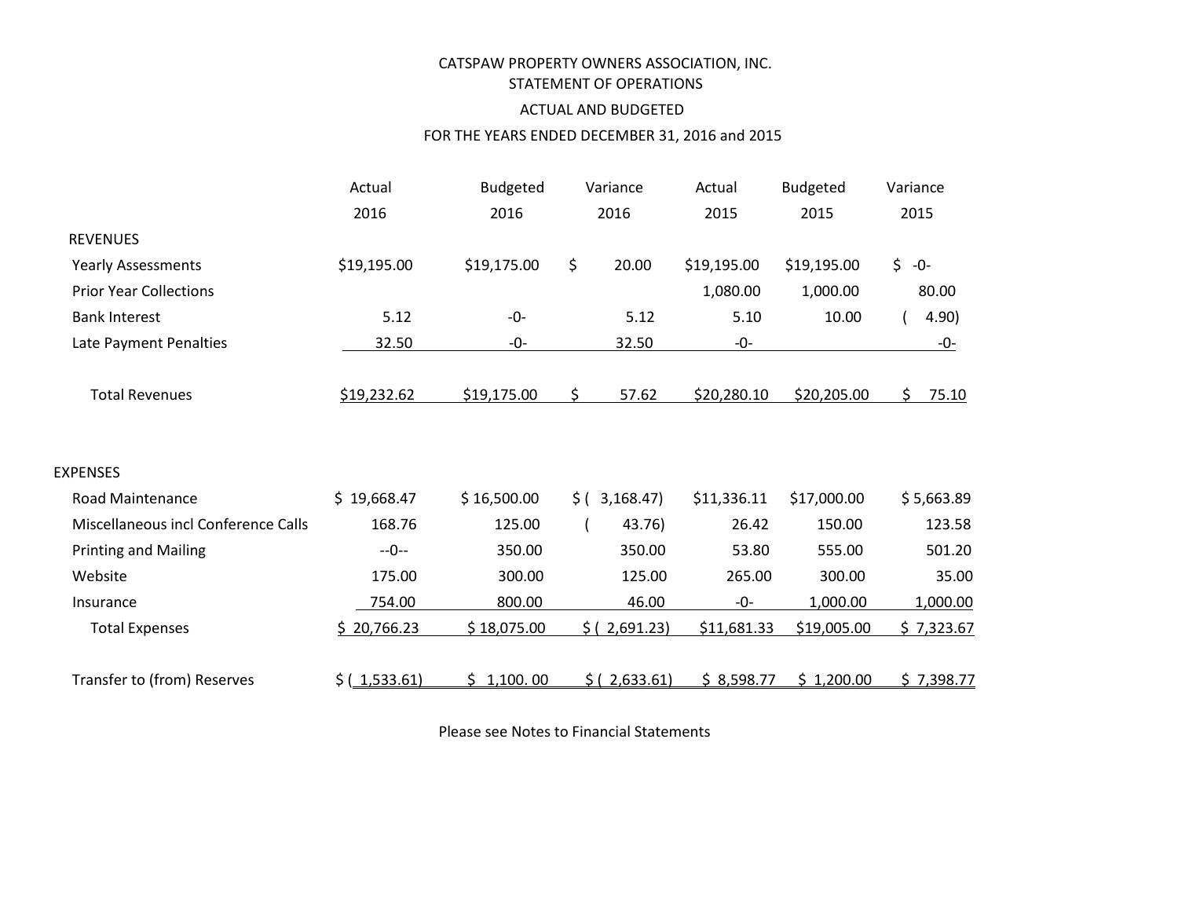CATSPAW PROPERTY OWNERS ASSOCIATION, INC.

STATEMENT OF OPERATIONS

ACTUAL AND BUDGETED

FOR THE YEARS ENDED DECEMBER 31, 2016 and 2015

| | Actual 2016 | Budgeted 2016 | Variance 2016 | Actual 2015 | Budgeted 2015 | Variance 2015 |
|---|---|---|---|---|---|---|
| REVENUES | | | | | | |
| Yearly Assessments | $19,195.00 | $19,175.00 | $ 20.00 | $19,195.00 | $19,195.00 | $ -0- |
| Prior Year Collections | | | | 1,080.00 | 1,000.00 | 80.00 |
| Bank Interest | 5.12 | -0- | 5.12 | 5.10 | 10.00 | ( 4.90) |
| Late Payment Penalties | 32.50 | -0- | 32.50 | -0- | | -0- |
| Total Revenues | $19,232.62 | $19,175.00 | $ 57.62 | $20,280.10 | $20,205.00 | $ 75.10 |
| EXPENSES | | | | | | |
| Road Maintenance | $ 19,668.47 | $ 16,500.00 | $ ( 3,168.47) | $11,336.11 | $17,000.00 | $ 5,663.89 |
| Miscellaneous incl Conference Calls | 168.76 | 125.00 | ( 43.76) | 26.42 | 150.00 | 123.58 |
| Printing and Mailing | --0-- | 350.00 | 350.00 | 53.80 | 555.00 | 501.20 |
| Website | 175.00 | 300.00 | 125.00 | 265.00 | 300.00 | 35.00 |
| Insurance | 754.00 | 800.00 | 46.00 | -0- | 1,000.00 | 1,000.00 |
| Total Expenses | $ 20,766.23 | $ 18,075.00 | $ ( 2,691.23) | $11,681.33 | $19,005.00 | $ 7,323.67 |
| Transfer to (from) Reserves | $ ( 1,533.61) | $ 1,100. 00 | $ ( 2,633.61) | $ 8,598.77 | $ 1,200.00 | $ 7,398.77 |

Please see Notes to Financial Statements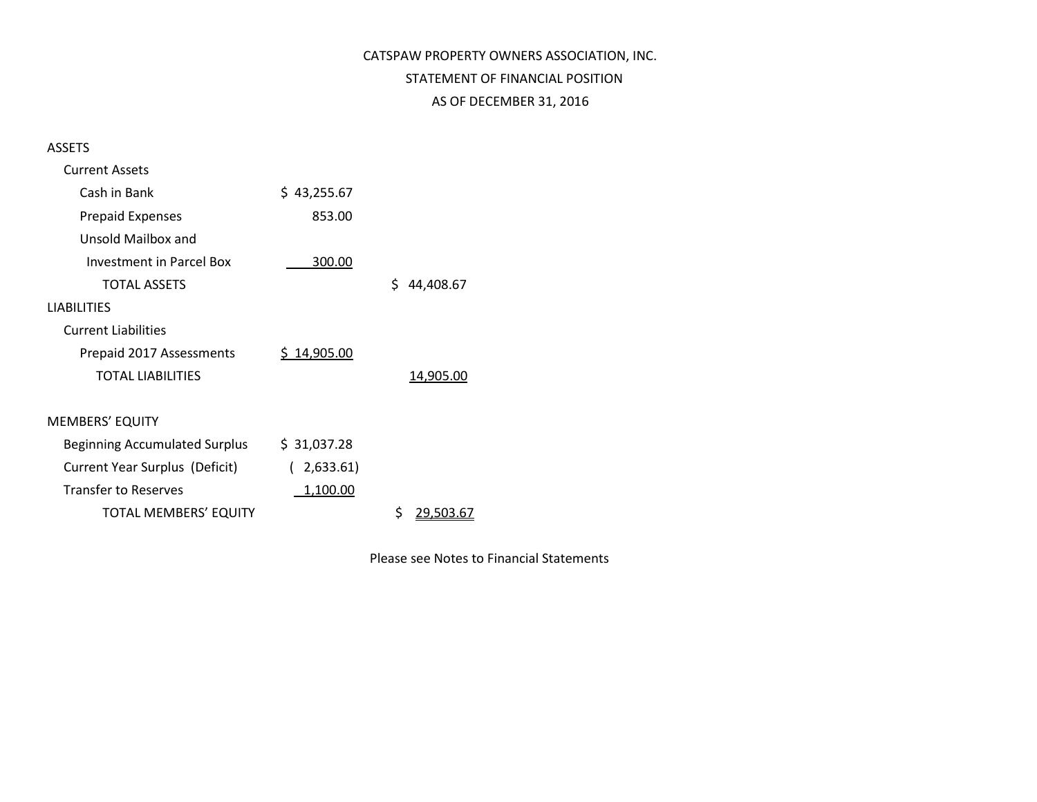# CATSPAW PROPERTY OWNERS ASSOCIATION, INC.

## STATEMENT OF FINANCIAL POSITION

## AS OF DECEMBER 31, 2016

| | | |
|---|---|---|
| **ASSETS** | | |
| Current Assets | | |
| Cash in Bank | $ 43,255.67 | |
| Prepaid Expenses | 853.00 | |
| Unsold Mailbox and Investment in Parcel Box | 300.00 | |
| TOTAL ASSETS | | $ 44,408.67 |
| **LIABILITIES** | | |
| Current Liabilities | | |
| Prepaid 2017 Assessments | $ 14,905.00 | |
| TOTAL LIABILITIES | | 14,905.00 |
| | | |
| **MEMBERS' EQUITY** | | |
| Beginning Accumulated Surplus | $ 31,037.28 | |
| Current Year Surplus (Deficit) | ( 2,633.61) | |
| Transfer to Reserves | 1,100.00 | |
| TOTAL MEMBERS' EQUITY | | $ 29,503.67 |

Please see Notes to Financial Statements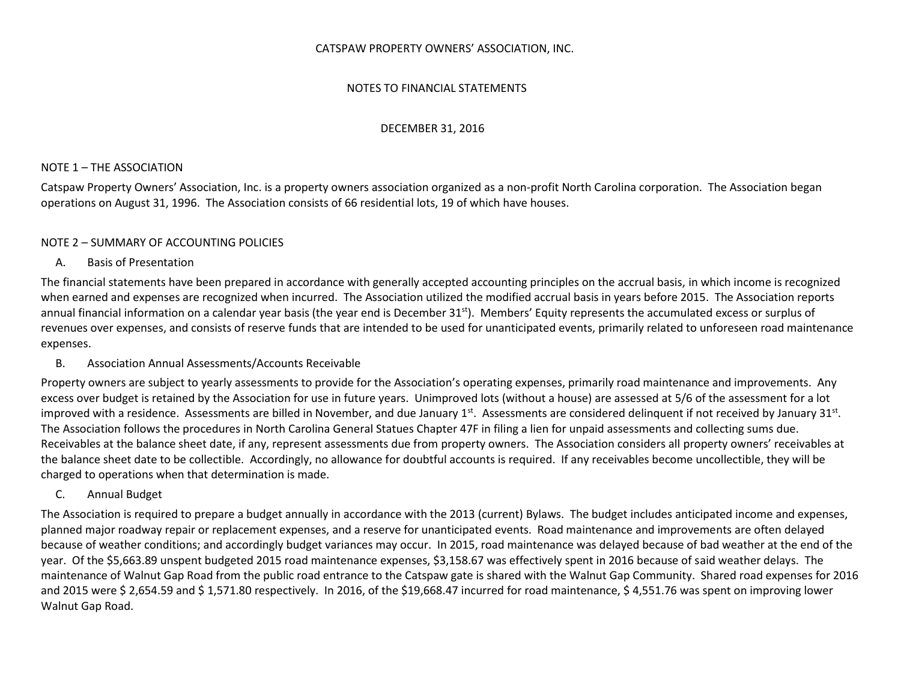CATSPAW PROPERTY OWNERS' ASSOCIATION, INC.

NOTES TO FINANCIAL STATEMENTS

DECEMBER 31, 2016

## NOTE 1 – THE ASSOCIATION

Catspaw Property Owners' Association, Inc. is a property owners association organized as a non-profit North Carolina corporation. The Association began operations on August 31, 1996. The Association consists of 66 residential lots, 19 of which have houses.

## NOTE 2 – SUMMARY OF ACCOUNTING POLICIES

### A. Basis of Presentation

The financial statements have been prepared in accordance with generally accepted accounting principles on the accrual basis, in which income is recognized when earned and expenses are recognized when incurred. The Association utilized the modified accrual basis in years before 2015. The Association reports annual financial information on a calendar year basis (the year end is December 31st). Members' Equity represents the accumulated excess or surplus of revenues over expenses, and consists of reserve funds that are intended to be used for unanticipated events, primarily related to unforeseen road maintenance expenses.

### B. Association Annual Assessments/Accounts Receivable

Property owners are subject to yearly assessments to provide for the Association's operating expenses, primarily road maintenance and improvements. Any excess over budget is retained by the Association for use in future years. Unimproved lots (without a house) are assessed at 5/6 of the assessment for a lot improved with a residence. Assessments are billed in November, and due January 1st. Assessments are considered delinquent if not received by January 31st. The Association follows the procedures in North Carolina General Statues Chapter 47F in filing a lien for unpaid assessments and collecting sums due. Receivables at the balance sheet date, if any, represent assessments due from property owners. The Association considers all property owners' receivables at the balance sheet date to be collectible. Accordingly, no allowance for doubtful accounts is required. If any receivables become uncollectible, they will be charged to operations when that determination is made.

### C. Annual Budget

The Association is required to prepare a budget annually in accordance with the 2013 (current) Bylaws. The budget includes anticipated income and expenses, planned major roadway repair or replacement expenses, and a reserve for unanticipated events. Road maintenance and improvements are often delayed because of weather conditions; and accordingly budget variances may occur. In 2015, road maintenance was delayed because of bad weather at the end of the year. Of the $5,663.89 unspent budgeted 2015 road maintenance expenses, $3,158.67 was effectively spent in 2016 because of said weather delays. The maintenance of Walnut Gap Road from the public road entrance to the Catspaw gate is shared with the Walnut Gap Community. Shared road expenses for 2016 and 2015 were $ 2,654.59 and $ 1,571.80 respectively. In 2016, of the $19,668.47 incurred for road maintenance, $ 4,551.76 was spent on improving lower Walnut Gap Road.